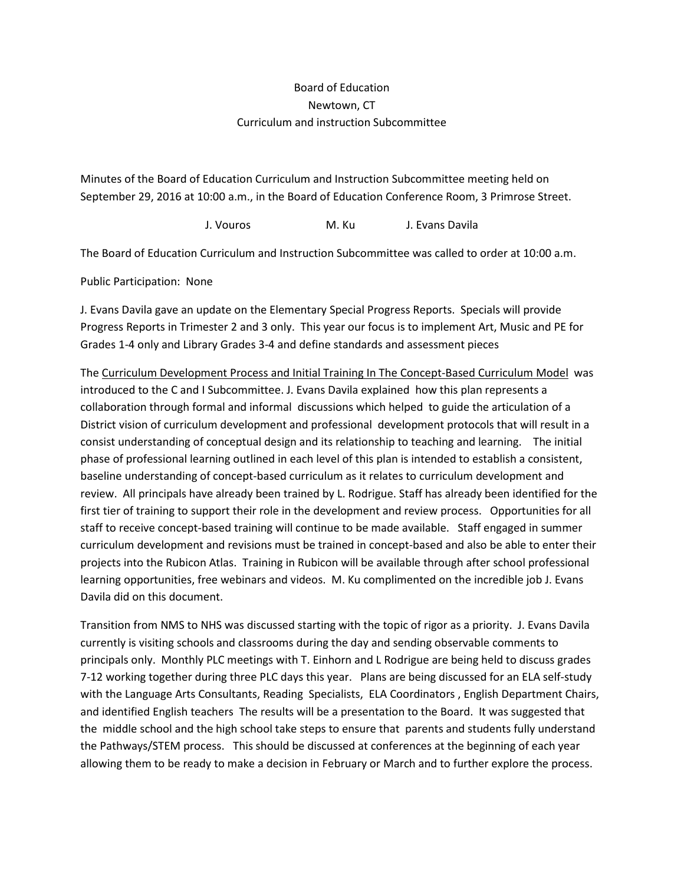Board of Education
Newtown, CT
Curriculum and instruction Subcommittee

Minutes of the Board of Education Curriculum and Instruction Subcommittee meeting held on September 29, 2016 at 10:00 a.m., in the Board of Education Conference Room, 3 Primrose Street.

J. Vouros M. Ku J. Evans Davila

The Board of Education Curriculum and Instruction Subcommittee was called to order at 10:00 a.m.

Public Participation: None

J. Evans Davila gave an update on the Elementary Special Progress Reports. Specials will provide Progress Reports in Trimester 2 and 3 only. This year our focus is to implement Art, Music and PE for Grades 1-4 only and Library Grades 3-4 and define standards and assessment pieces

The Curriculum Development Process and Initial Training In The Concept-Based Curriculum Model was introduced to the C and I Subcommittee. J. Evans Davila explained how this plan represents a collaboration through formal and informal discussions which helped to guide the articulation of a District vision of curriculum development and professional development protocols that will result in a consist understanding of conceptual design and its relationship to teaching and learning. The initial phase of professional learning outlined in each level of this plan is intended to establish a consistent, baseline understanding of concept-based curriculum as it relates to curriculum development and review. All principals have already been trained by L. Rodrigue. Staff has already been identified for the first tier of training to support their role in the development and review process. Opportunities for all staff to receive concept-based training will continue to be made available. Staff engaged in summer curriculum development and revisions must be trained in concept-based and also be able to enter their projects into the Rubicon Atlas. Training in Rubicon will be available through after school professional learning opportunities, free webinars and videos. M. Ku complimented on the incredible job J. Evans Davila did on this document.

Transition from NMS to NHS was discussed starting with the topic of rigor as a priority. J. Evans Davila currently is visiting schools and classrooms during the day and sending observable comments to principals only. Monthly PLC meetings with T. Einhorn and L Rodrigue are being held to discuss grades 7-12 working together during three PLC days this year. Plans are being discussed for an ELA self-study with the Language Arts Consultants, Reading Specialists, ELA Coordinators , English Department Chairs, and identified English teachers The results will be a presentation to the Board. It was suggested that the middle school and the high school take steps to ensure that parents and students fully understand the Pathways/STEM process. This should be discussed at conferences at the beginning of each year allowing them to be ready to make a decision in February or March and to further explore the process.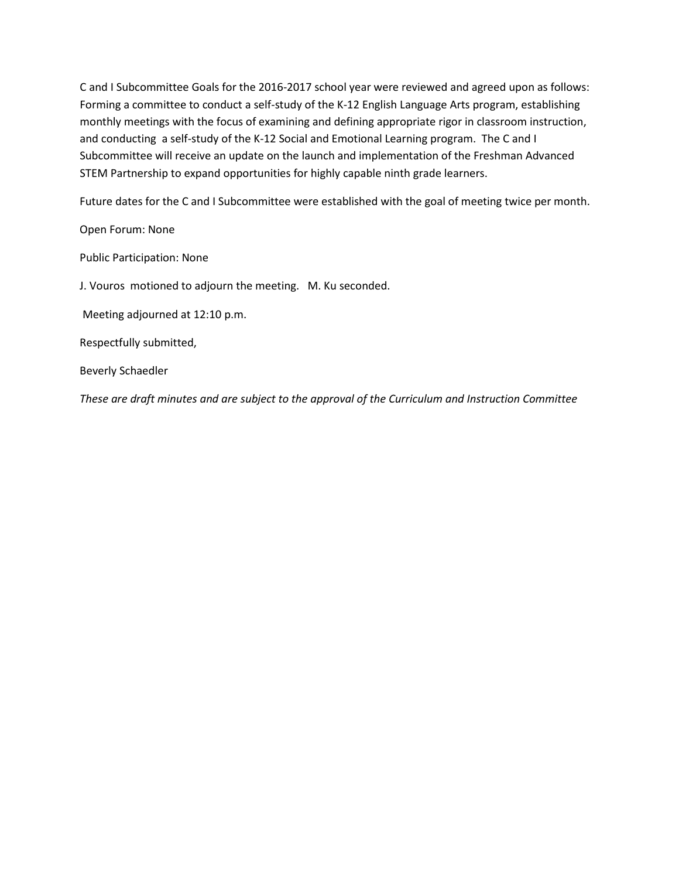C and I Subcommittee Goals for the 2016-2017 school year were reviewed and agreed upon as follows: Forming a committee to conduct a self-study of the K-12 English Language Arts program, establishing monthly meetings with the focus of examining and defining appropriate rigor in classroom instruction, and conducting a self-study of the K-12 Social and Emotional Learning program. The C and I Subcommittee will receive an update on the launch and implementation of the Freshman Advanced STEM Partnership to expand opportunities for highly capable ninth grade learners.

Future dates for the C and I Subcommittee were established with the goal of meeting twice per month.

Open Forum: None

Public Participation: None

J. Vouros motioned to adjourn the meeting. M. Ku seconded.

Meeting adjourned at 12:10 p.m.

Respectfully submitted,

Beverly Schaedler

*These are draft minutes and are subject to the approval of the Curriculum and Instruction Committee*